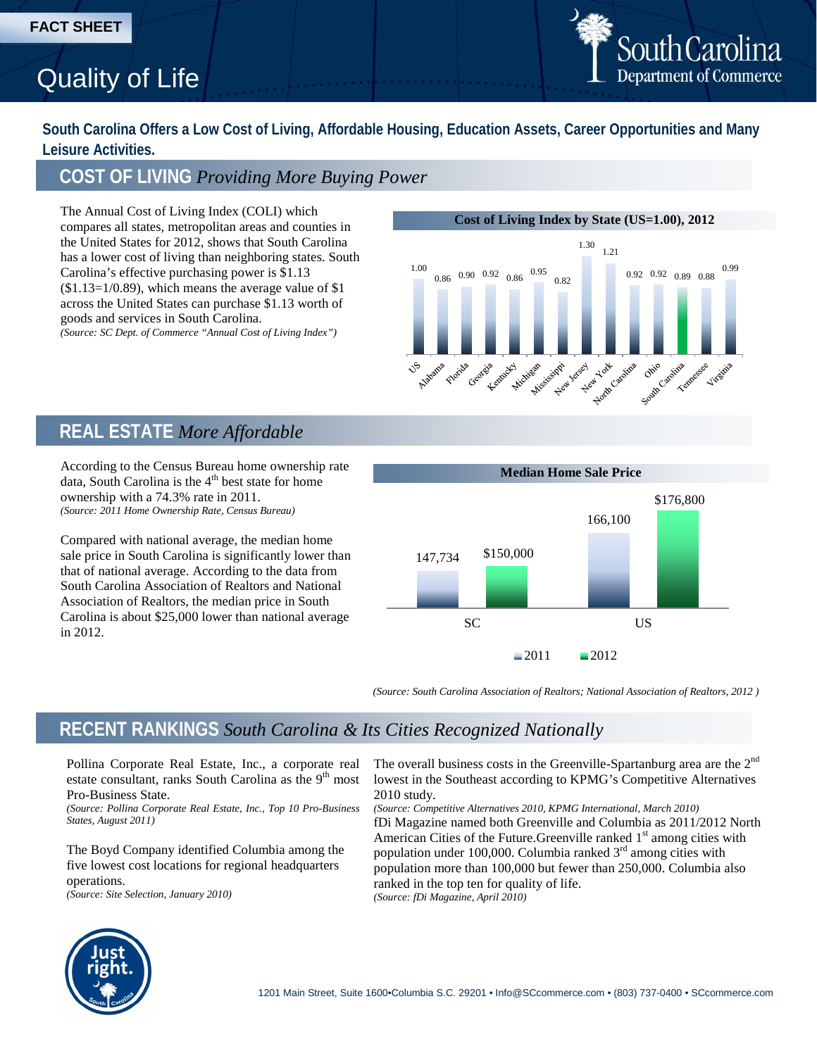FACT SHEET

# Quality of Life

South Carolina Department of Commerce

**South Carolina Offers a Low Cost of Living, Affordable Housing, Education Assets, Career Opportunities and Many Leisure Activities.**

## COST OF LIVING *Providing More Buying Power*

The Annual Cost of Living Index (COLI) which compares all states, metropolitan areas and counties in the United States for 2012, shows that South Carolina has a lower cost of living than neighboring states. South Carolina's effective purchasing power is $1.13 ($1.13=1/0.89), which means the average value of $1 across the United States can purchase $1.13 worth of goods and services in South Carolina.
*(Source: SC Dept. of Commerce "Annual Cost of Living Index")*

**Cost of Living Index by State (US=1.00), 2012**

| State | Index |
|---|---|
| US | 1.00 |
| Alabama | 0.86 |
| Florida | 0.90 |
| Georgia | 0.92 |
| Kentucky | 0.86 |
| Michigan | 0.95 |
| Mississippi | 0.82 |
| New Jersey | 1.30 |
| New York | 1.21 |
| North Carolina | 0.92 |
| Ohio | 0.92 |
| South Carolina | 0.89 |
| Tennessee | 0.88 |
| Virginia | 0.99 |

## REAL ESTATE *More Affordable*

According to the Census Bureau home ownership rate data, South Carolina is the 4th best state for home ownership with a 74.3% rate in 2011.
*(Source: 2011 Home Ownership Rate, Census Bureau)*

Compared with national average, the median home sale price in South Carolina is significantly lower than that of national average. According to the data from South Carolina Association of Realtors and National Association of Realtors, the median price in South Carolina is about $25,000 lower than national average in 2012.

**Median Home Sale Price**

| | 2011 | 2012 |
|---|---|---|
| SC | 147,734 | $150,000 |
| US | 166,100 | $176,800 |

*(Source: South Carolina Association of Realtors; National Association of Realtors, 2012 )*

## RECENT RANKINGS *South Carolina & Its Cities Recognized Nationally*

Pollina Corporate Real Estate, Inc., a corporate real estate consultant, ranks South Carolina as the 9th most Pro-Business State.
*(Source: Pollina Corporate Real Estate, Inc., Top 10 Pro-Business States, August 2011)*

The Boyd Company identified Columbia among the five lowest cost locations for regional headquarters operations.
*(Source: Site Selection, January 2010)*

The overall business costs in the Greenville-Spartanburg area are the 2nd lowest in the Southeast according to KPMG's Competitive Alternatives 2010 study.
*(Source: Competitive Alternatives 2010, KPMG International, March 2010)*

fDi Magazine named both Greenville and Columbia as 2011/2012 North American Cities of the Future.Greenville ranked 1st among cities with population under 100,000. Columbia ranked 3rd among cities with population more than 100,000 but fewer than 250,000. Columbia also ranked in the top ten for quality of life.
*(Source: fDi Magazine, April 2010)*

Just right. South Carolina

1201 Main Street, Suite 1600•Columbia S.C. 29201 • Info@SCcommerce.com • (803) 737-0400 • SCcommerce.com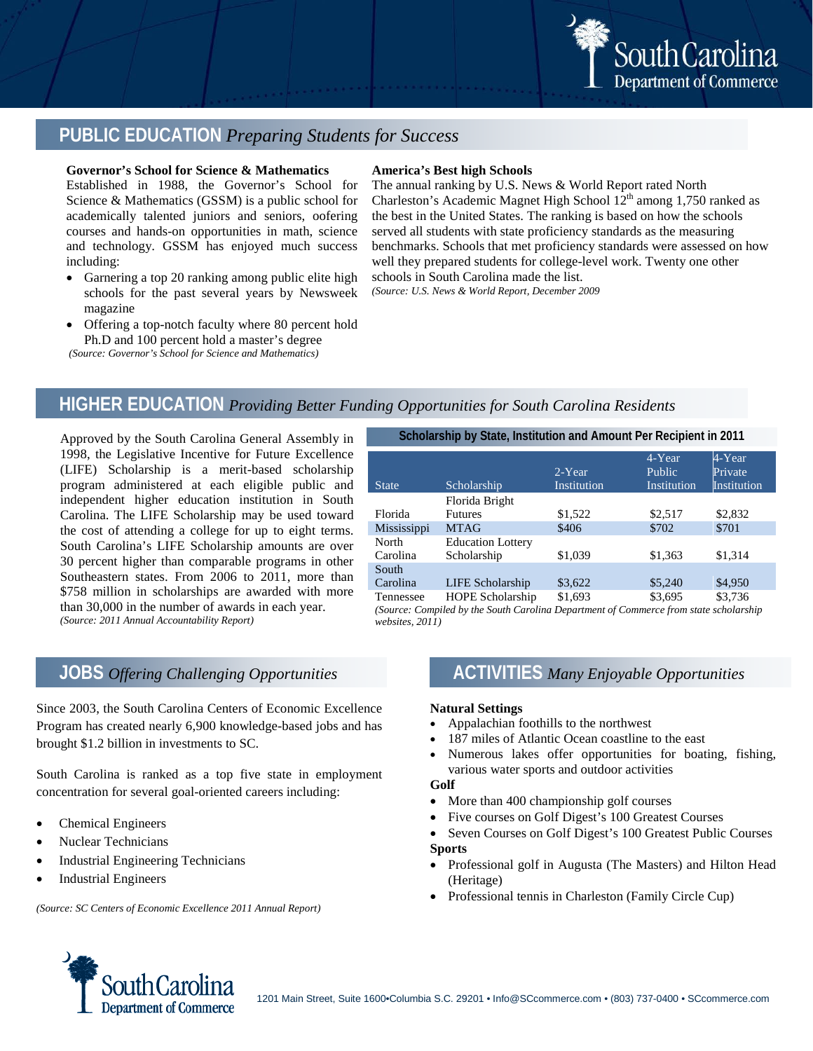## PUBLIC EDUCATION *Preparing Students for Success*

**Governor's School for Science & Mathematics**

Established in 1988, the Governor's School for Science & Mathematics (GSSM) is a public school for academically talented juniors and seniors, oofering courses and hands-on opportunities in math, science and technology. GSSM has enjoyed much success including:

- Garnering a top 20 ranking among public elite high schools for the past several years by Newsweek magazine
- Offering a top-notch faculty where 80 percent hold Ph.D and 100 percent hold a master's degree

*(Source: Governor's School for Science and Mathematics)*

**America's Best high Schools**

The annual ranking by U.S. News & World Report rated North Charleston's Academic Magnet High School 12th among 1,750 ranked as the best in the United States. The ranking is based on how the schools served all students with state proficiency standards as the measuring benchmarks. Schools that met proficiency standards were assessed on how well they prepared students for college-level work. Twenty one other schools in South Carolina made the list.

*(Source: U.S. News & World Report, December 2009)*

## HIGHER EDUCATION *Providing Better Funding Opportunities for South Carolina Residents*

Approved by the South Carolina General Assembly in 1998, the Legislative Incentive for Future Excellence (LIFE) Scholarship is a merit-based scholarship program administered at each eligible public and independent higher education institution in South Carolina. The LIFE Scholarship may be used toward the cost of attending a college for up to eight terms. South Carolina's LIFE Scholarship amounts are over 30 percent higher than comparable programs in other Southeastern states. From 2006 to 2011, more than $758 million in scholarships are awarded with more than 30,000 in the number of awards in each year.

*(Source: 2011 Annual Accountability Report)*

**Scholarship by State, Institution and Amount Per Recipient in 2011**

| State | Scholarship | 2-Year Institution | 4-Year Public Institution | 4-Year Private Institution |
|---|---|---|---|---|
| Florida | Florida Bright Futures | $1,522 | $2,517 | $2,832 |
| Mississippi | MTAG | $406 | $702 | $701 |
| North Carolina | Education Lottery Scholarship | $1,039 | $1,363 | $1,314 |
| South Carolina | LIFE Scholarship | $3,622 | $5,240 | $4,950 |
| Tennessee | HOPE Scholarship | $1,693 | $3,695 | $3,736 |

*(Source: Compiled by the South Carolina Department of Commerce from state scholarship websites, 2011)*

## JOBS *Offering Challenging Opportunities*

Since 2003, the South Carolina Centers of Economic Excellence Program has created nearly 6,900 knowledge-based jobs and has brought $1.2 billion in investments to SC.

South Carolina is ranked as a top five state in employment concentration for several goal-oriented careers including:

- Chemical Engineers
- Nuclear Technicians
- Industrial Engineering Technicians
- Industrial Engineers

*(Source: SC Centers of Economic Excellence 2011 Annual Report)*

## ACTIVITIES *Many Enjoyable Opportunities*

**Natural Settings**

- Appalachian foothills to the northwest
- 187 miles of Atlantic Ocean coastline to the east
- Numerous lakes offer opportunities for boating, fishing, various water sports and outdoor activities

**Golf**

- More than 400 championship golf courses
- Five courses on Golf Digest's 100 Greatest Courses
- Seven Courses on Golf Digest's 100 Greatest Public Courses

**Sports**

- Professional golf in Augusta (The Masters) and Hilton Head (Heritage)
- Professional tennis in Charleston (Family Circle Cup)

South Carolina Department of Commerce

1201 Main Street, Suite 1600•Columbia S.C. 29201 • Info@SCcommerce.com • (803) 737-0400 • SCcommerce.com